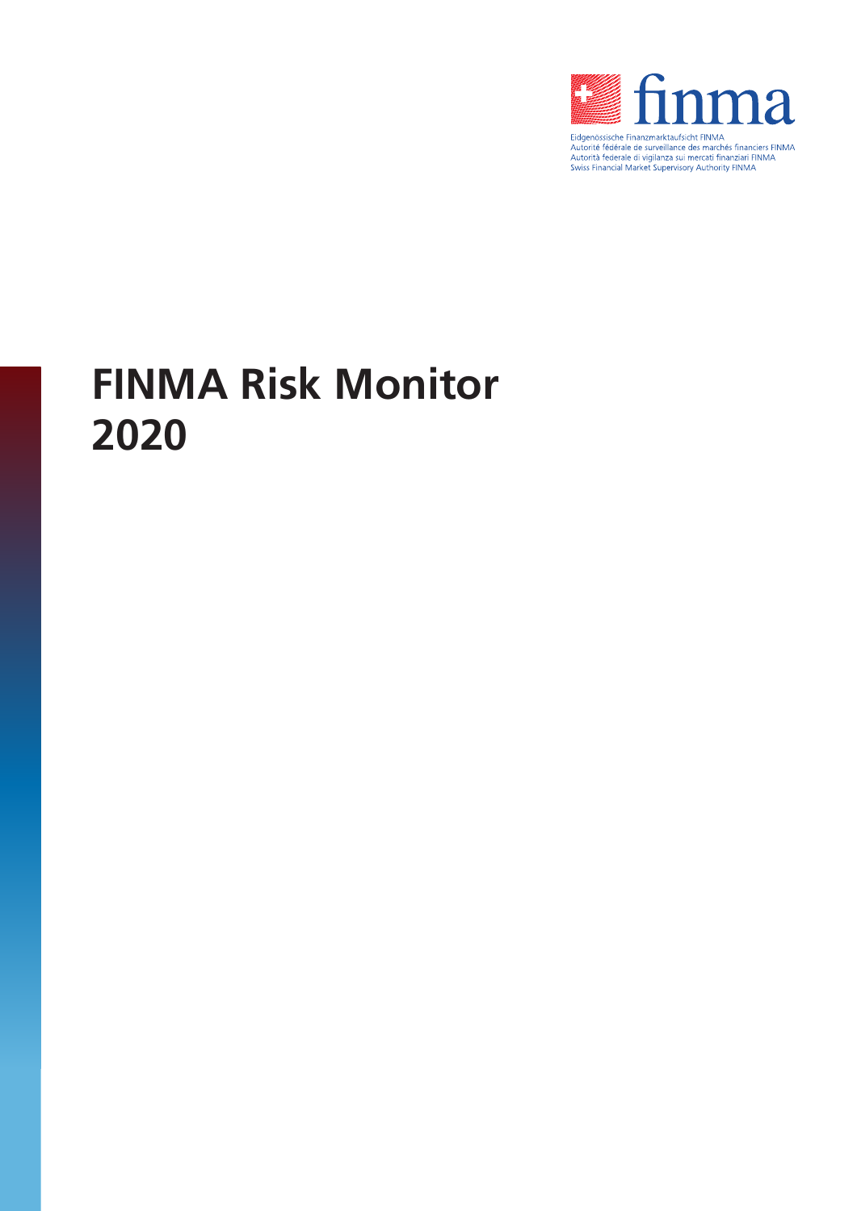finma

Eidgenössische Finanzmarktaufsicht FINMA
Autorité fédérale de surveillance des marchés financiers FINMA
Autorità federale di vigilanza sui mercati finanziari FINMA
Swiss Financial Market Supervisory Authority FINMA

# FINMA Risk Monitor 2020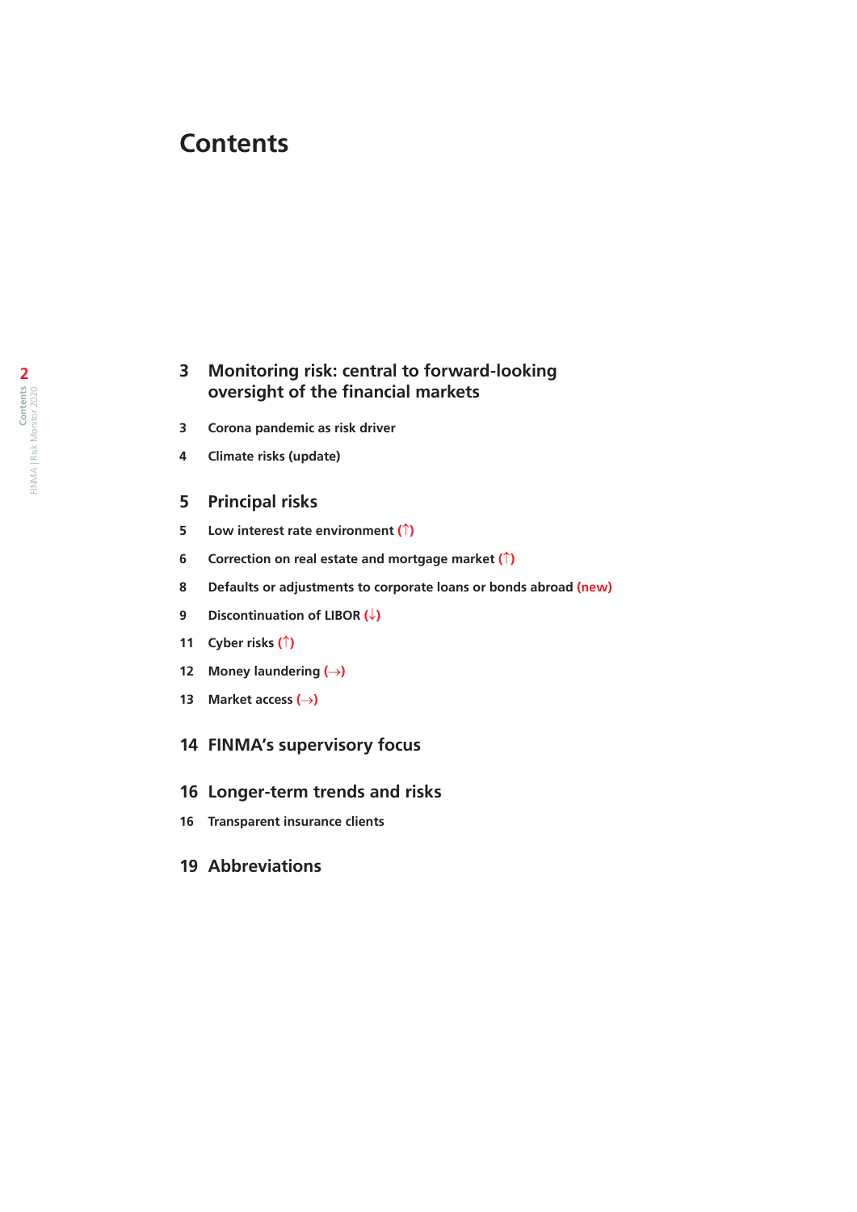# Contents

**3 Monitoring risk: central to forward-looking oversight of the financial markets**

3 Corona pandemic as risk driver

4 Climate risks (update)

**5 Principal risks**

5 Low interest rate environment (↑)

6 Correction on real estate and mortgage market (↑)

8 Defaults or adjustments to corporate loans or bonds abroad (new)

9 Discontinuation of LIBOR (↓)

11 Cyber risks (↑)

12 Money laundering (→)

13 Market access (→)

**14 FINMA's supervisory focus**

**16 Longer-term trends and risks**

16 Transparent insurance clients

**19 Abbreviations**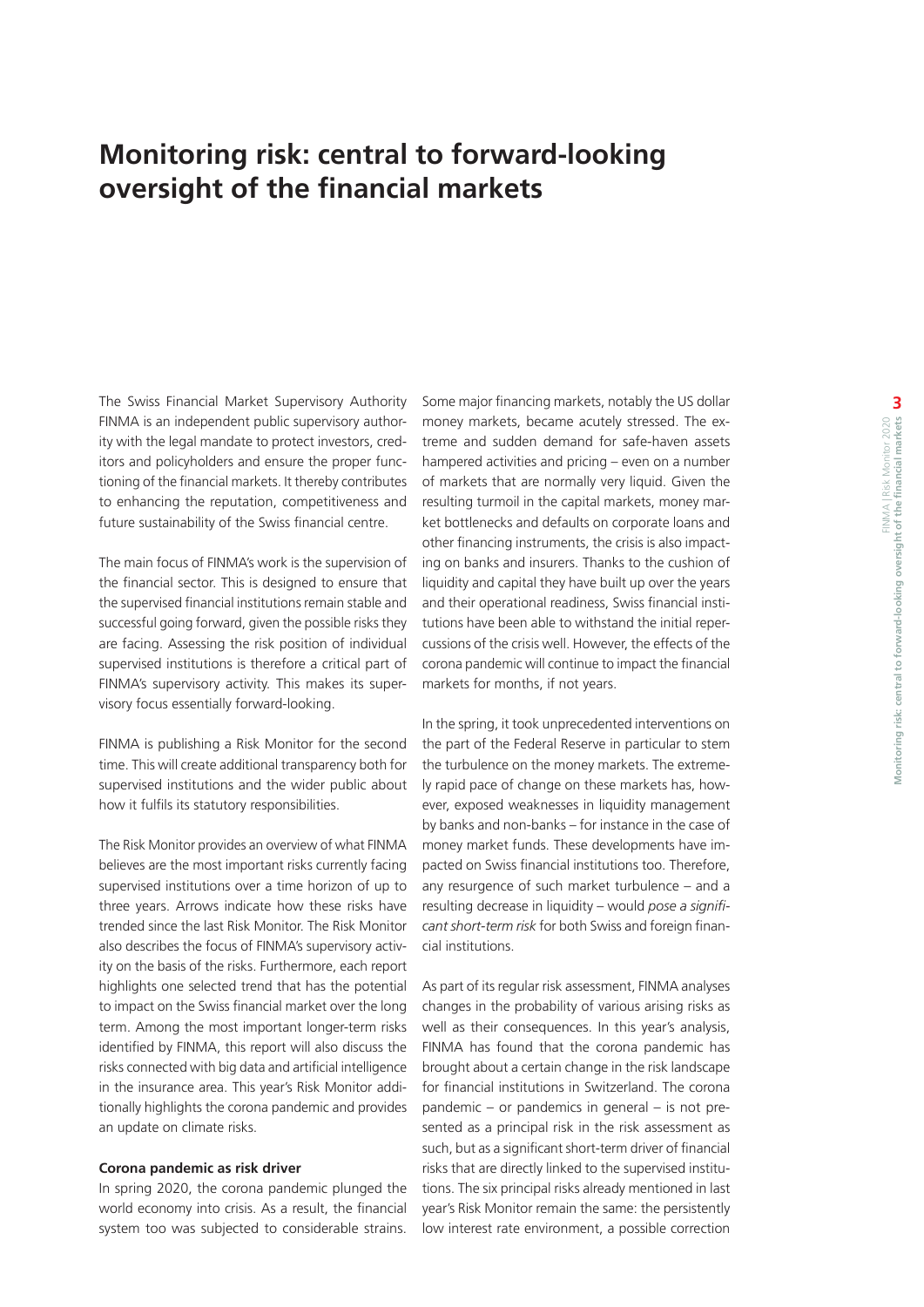# Monitoring risk: central to forward-looking oversight of the financial markets

The Swiss Financial Market Supervisory Authority FINMA is an independent public supervisory authority with the legal mandate to protect investors, creditors and policyholders and ensure the proper functioning of the financial markets. It thereby contributes to enhancing the reputation, competitiveness and future sustainability of the Swiss financial centre.

The main focus of FINMA's work is the supervision of the financial sector. This is designed to ensure that the supervised financial institutions remain stable and successful going forward, given the possible risks they are facing. Assessing the risk position of individual supervised institutions is therefore a critical part of FINMA's supervisory activity. This makes its supervisory focus essentially forward-looking.

FINMA is publishing a Risk Monitor for the second time. This will create additional transparency both for supervised institutions and the wider public about how it fulfils its statutory responsibilities.

The Risk Monitor provides an overview of what FINMA believes are the most important risks currently facing supervised institutions over a time horizon of up to three years. Arrows indicate how these risks have trended since the last Risk Monitor. The Risk Monitor also describes the focus of FINMA's supervisory activity on the basis of the risks. Furthermore, each report highlights one selected trend that has the potential to impact on the Swiss financial market over the long term. Among the most important longer-term risks identified by FINMA, this report will also discuss the risks connected with big data and artificial intelligence in the insurance area. This year's Risk Monitor additionally highlights the corona pandemic and provides an update on climate risks.

**Corona pandemic as risk driver**

In spring 2020, the corona pandemic plunged the world economy into crisis. As a result, the financial system too was subjected to considerable strains. Some major financing markets, notably the US dollar money markets, became acutely stressed. The extreme and sudden demand for safe-haven assets hampered activities and pricing – even on a number of markets that are normally very liquid. Given the resulting turmoil in the capital markets, money market bottlenecks and defaults on corporate loans and other financing instruments, the crisis is also impacting on banks and insurers. Thanks to the cushion of liquidity and capital they have built up over the years and their operational readiness, Swiss financial institutions have been able to withstand the initial repercussions of the crisis well. However, the effects of the corona pandemic will continue to impact the financial markets for months, if not years.

In the spring, it took unprecedented interventions on the part of the Federal Reserve in particular to stem the turbulence on the money markets. The extremely rapid pace of change on these markets has, however, exposed weaknesses in liquidity management by banks and non-banks – for instance in the case of money market funds. These developments have impacted on Swiss financial institutions too. Therefore, any resurgence of such market turbulence – and a resulting decrease in liquidity – would *pose a significant short-term risk* for both Swiss and foreign financial institutions.

As part of its regular risk assessment, FINMA analyses changes in the probability of various arising risks as well as their consequences. In this year's analysis, FINMA has found that the corona pandemic has brought about a certain change in the risk landscape for financial institutions in Switzerland. The corona pandemic – or pandemics in general – is not presented as a principal risk in the risk assessment as such, but as a significant short-term driver of financial risks that are directly linked to the supervised institutions. The six principal risks already mentioned in last year's Risk Monitor remain the same: the persistently low interest rate environment, a possible correction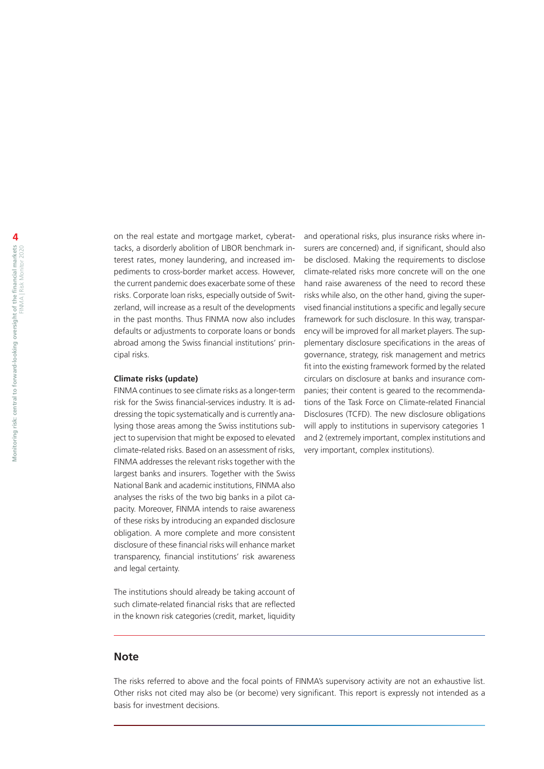on the real estate and mortgage market, cyberattacks, a disorderly abolition of LIBOR benchmark interest rates, money laundering, and increased impediments to cross-border market access. However, the current pandemic does exacerbate some of these risks. Corporate loan risks, especially outside of Switzerland, will increase as a result of the developments in the past months. Thus FINMA now also includes defaults or adjustments to corporate loans or bonds abroad among the Swiss financial institutions' principal risks.

**Climate risks (update)**

FINMA continues to see climate risks as a longer-term risk for the Swiss financial-services industry. It is addressing the topic systematically and is currently analysing those areas among the Swiss institutions subject to supervision that might be exposed to elevated climate-related risks. Based on an assessment of risks, FINMA addresses the relevant risks together with the largest banks and insurers. Together with the Swiss National Bank and academic institutions, FINMA also analyses the risks of the two big banks in a pilot capacity. Moreover, FINMA intends to raise awareness of these risks by introducing an expanded disclosure obligation. A more complete and more consistent disclosure of these financial risks will enhance market transparency, financial institutions' risk awareness and legal certainty.

The institutions should already be taking account of such climate-related financial risks that are reflected in the known risk categories (credit, market, liquidity and operational risks, plus insurance risks where insurers are concerned) and, if significant, should also be disclosed. Making the requirements to disclose climate-related risks more concrete will on the one hand raise awareness of the need to record these risks while also, on the other hand, giving the supervised financial institutions a specific and legally secure framework for such disclosure. In this way, transparency will be improved for all market players. The supplementary disclosure specifications in the areas of governance, strategy, risk management and metrics fit into the existing framework formed by the related circulars on disclosure at banks and insurance companies; their content is geared to the recommendations of the Task Force on Climate-related Financial Disclosures (TCFD). The new disclosure obligations will apply to institutions in supervisory categories 1 and 2 (extremely important, complex institutions and very important, complex institutions).

## Note

The risks referred to above and the focal points of FINMA's supervisory activity are not an exhaustive list. Other risks not cited may also be (or become) very significant. This report is expressly not intended as a basis for investment decisions.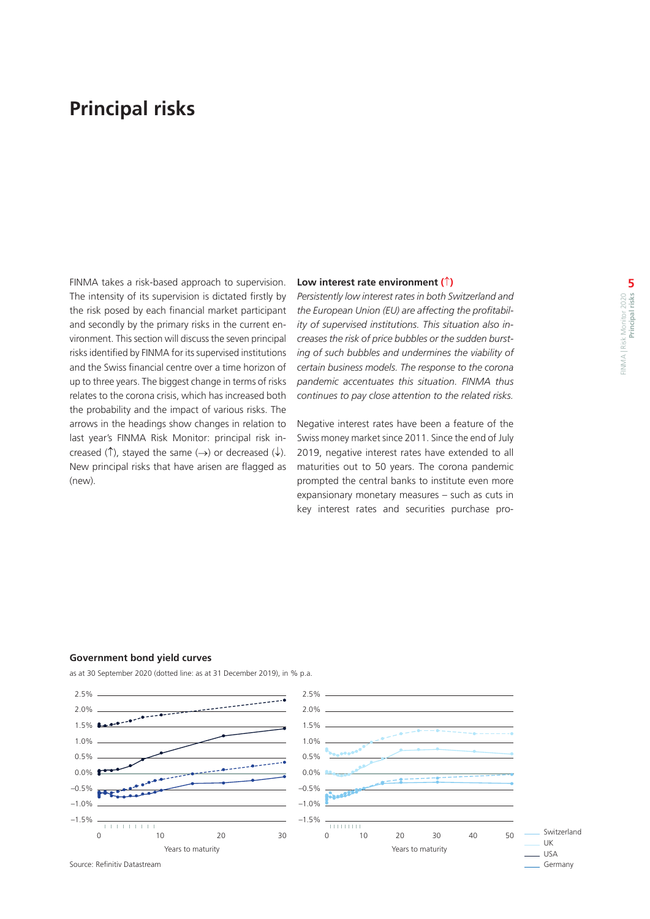# Principal risks

FINMA takes a risk-based approach to supervision. The intensity of its supervision is dictated firstly by the risk posed by each financial market participant and secondly by the primary risks in the current environment. This section will discuss the seven principal risks identified by FINMA for its supervised institutions and the Swiss financial centre over a time horizon of up to three years. The biggest change in terms of risks relates to the corona crisis, which has increased both the probability and the impact of various risks. The arrows in the headings show changes in relation to last year's FINMA Risk Monitor: principal risk increased (↑), stayed the same (→) or decreased (↓). New principal risks that have arisen are flagged as (new).

**Low interest rate environment (↑)**

*Persistently low interest rates in both Switzerland and the European Union (EU) are affecting the profitability of supervised institutions. This situation also increases the risk of price bubbles or the sudden bursting of such bubbles and undermines the viability of certain business models. The response to the corona pandemic accentuates this situation. FINMA thus continues to pay close attention to the related risks.*

Negative interest rates have been a feature of the Swiss money market since 2011. Since the end of July 2019, negative interest rates have extended to all maturities out to 50 years. The corona pandemic prompted the central banks to institute even more expansionary monetary measures – such as cuts in key interest rates and securities purchase pro-

**Government bond yield curves**

as at 30 September 2020 (dotted line: as at 31 December 2019), in % p.a.

Source: Refinitiv Datastream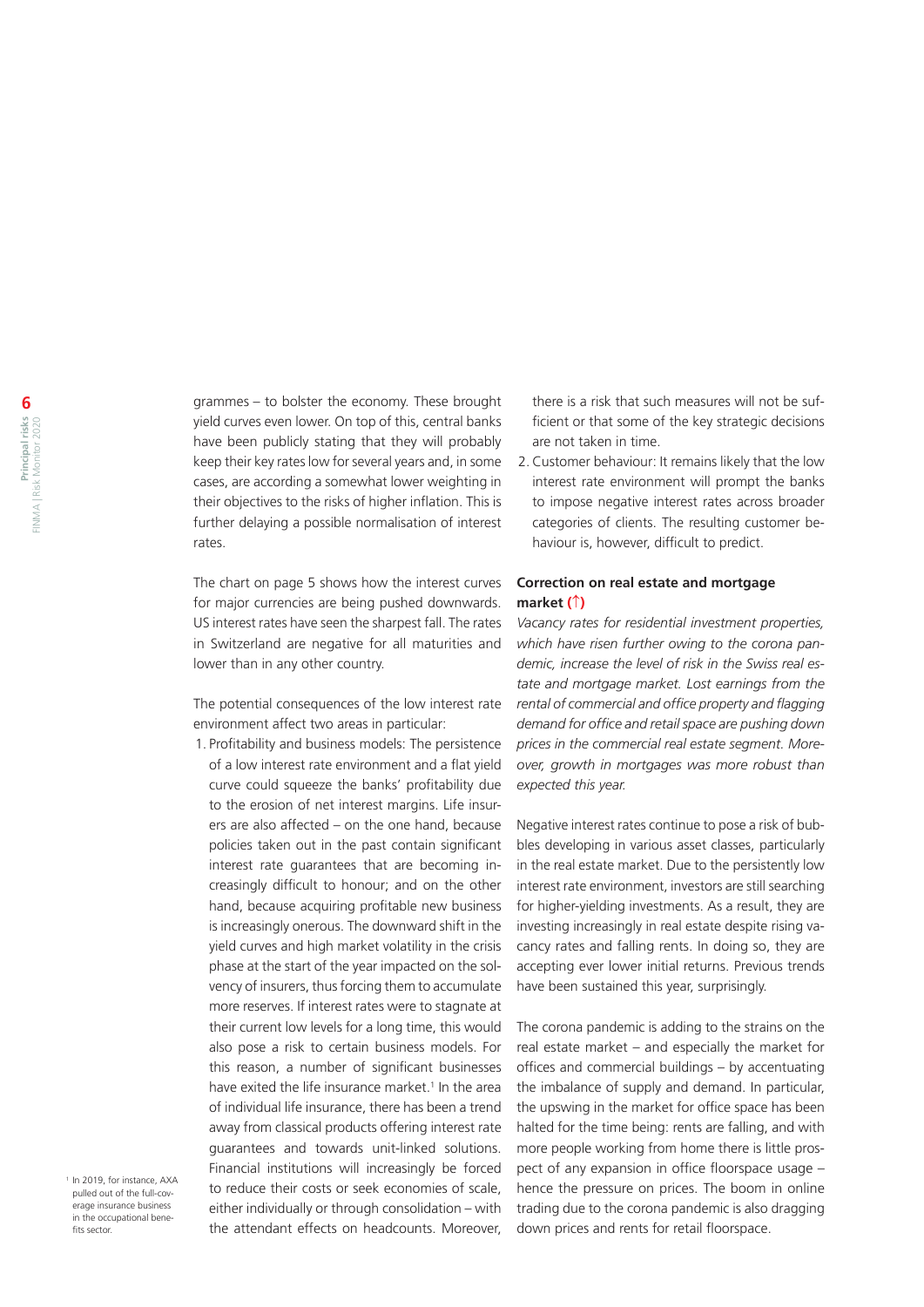grammes – to bolster the economy. These brought yield curves even lower. On top of this, central banks have been publicly stating that they will probably keep their key rates low for several years and, in some cases, are according a somewhat lower weighting in their objectives to the risks of higher inflation. This is further delaying a possible normalisation of interest rates.

The chart on page 5 shows how the interest curves for major currencies are being pushed downwards. US interest rates have seen the sharpest fall. The rates in Switzerland are negative for all maturities and lower than in any other country.

The potential consequences of the low interest rate environment affect two areas in particular:

1. Profitability and business models: The persistence of a low interest rate environment and a flat yield curve could squeeze the banks' profitability due to the erosion of net interest margins. Life insurers are also affected – on the one hand, because policies taken out in the past contain significant interest rate guarantees that are becoming increasingly difficult to honour; and on the other hand, because acquiring profitable new business is increasingly onerous. The downward shift in the yield curves and high market volatility in the crisis phase at the start of the year impacted on the solvency of insurers, thus forcing them to accumulate more reserves. If interest rates were to stagnate at their current low levels for a long time, this would also pose a risk to certain business models. For this reason, a number of significant businesses have exited the life insurance market.[1] In the area of individual life insurance, there has been a trend away from classical products offering interest rate guarantees and towards unit-linked solutions. Financial institutions will increasingly be forced to reduce their costs or seek economies of scale, either individually or through consolidation – with the attendant effects on headcounts. Moreover, there is a risk that such measures will not be sufficient or that some of the key strategic decisions are not taken in time.
2. Customer behaviour: It remains likely that the low interest rate environment will prompt the banks to impose negative interest rates across broader categories of clients. The resulting customer behaviour is, however, difficult to predict.

**Correction on real estate and mortgage market (↑)**

*Vacancy rates for residential investment properties, which have risen further owing to the corona pandemic, increase the level of risk in the Swiss real estate and mortgage market. Lost earnings from the rental of commercial and office property and flagging demand for office and retail space are pushing down prices in the commercial real estate segment. Moreover, growth in mortgages was more robust than expected this year.*

Negative interest rates continue to pose a risk of bubbles developing in various asset classes, particularly in the real estate market. Due to the persistently low interest rate environment, investors are still searching for higher-yielding investments. As a result, they are investing increasingly in real estate despite rising vacancy rates and falling rents. In doing so, they are accepting ever lower initial returns. Previous trends have been sustained this year, surprisingly.

The corona pandemic is adding to the strains on the real estate market – and especially the market for offices and commercial buildings – by accentuating the imbalance of supply and demand. In particular, the upswing in the market for office space has been halted for the time being: rents are falling, and with more people working from home there is little prospect of any expansion in office floorspace usage – hence the pressure on prices. The boom in online trading due to the corona pandemic is also dragging down prices and rents for retail floorspace.

[1] In 2019, for instance, AXA pulled out of the full-coverage insurance business in the occupational benefits sector.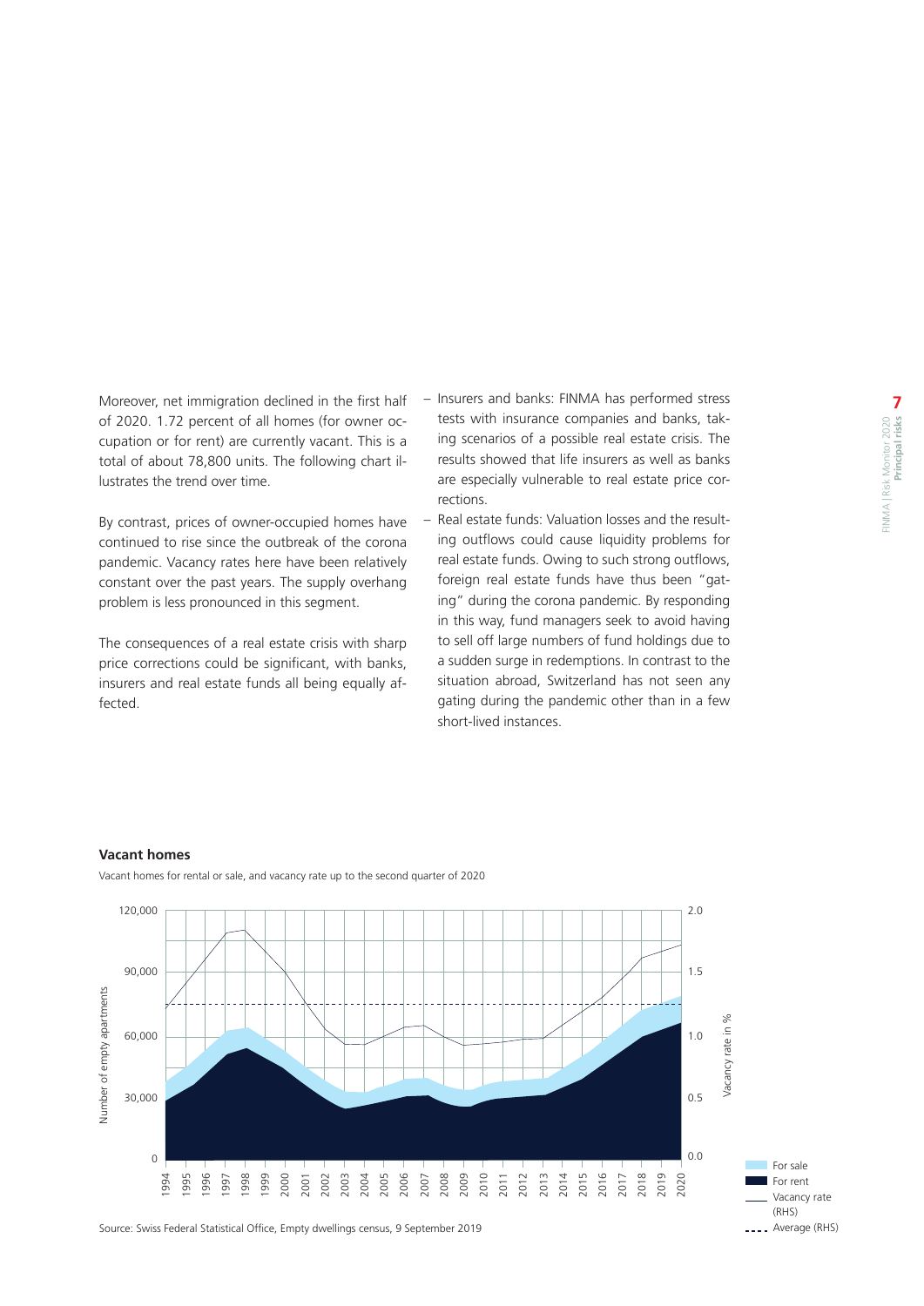Moreover, net immigration declined in the first half of 2020. 1.72 percent of all homes (for owner occupation or for rent) are currently vacant. This is a total of about 78,800 units. The following chart illustrates the trend over time.

By contrast, prices of owner-occupied homes have continued to rise since the outbreak of the corona pandemic. Vacancy rates here have been relatively constant over the past years. The supply overhang problem is less pronounced in this segment.

The consequences of a real estate crisis with sharp price corrections could be significant, with banks, insurers and real estate funds all being equally affected.

- Insurers and banks: FINMA has performed stress tests with insurance companies and banks, taking scenarios of a possible real estate crisis. The results showed that life insurers as well as banks are especially vulnerable to real estate price corrections.
- Real estate funds: Valuation losses and the resulting outflows could cause liquidity problems for real estate funds. Owing to such strong outflows, foreign real estate funds have thus been "gating" during the corona pandemic. By responding in this way, fund managers seek to avoid having to sell off large numbers of fund holdings due to a sudden surge in redemptions. In contrast to the situation abroad, Switzerland has not seen any gating during the pandemic other than in a few short-lived instances.

**Vacant homes**

Vacant homes for rental or sale, and vacancy rate up to the second quarter of 2020

Source: Swiss Federal Statistical Office, Empty dwellings census, 9 September 2019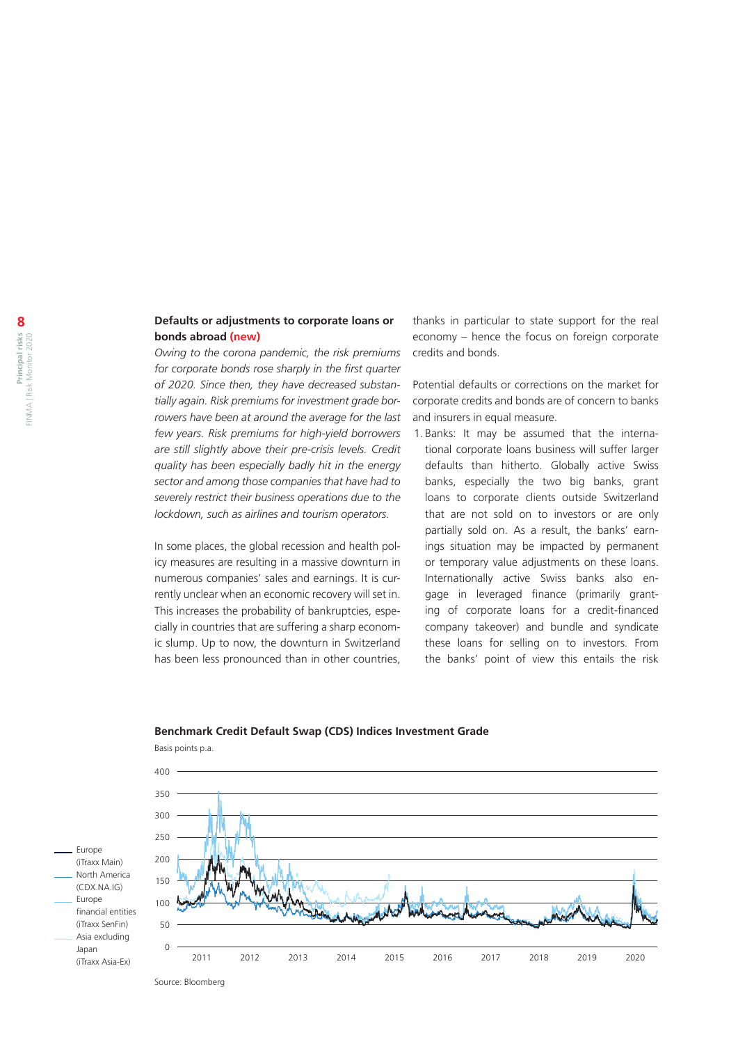### Defaults or adjustments to corporate loans or bonds abroad (new)

*Owing to the corona pandemic, the risk premiums for corporate bonds rose sharply in the first quarter of 2020. Since then, they have decreased substantially again. Risk premiums for investment grade borrowers have been at around the average for the last few years. Risk premiums for high-yield borrowers are still slightly above their pre-crisis levels. Credit quality has been especially badly hit in the energy sector and among those companies that have had to severely restrict their business operations due to the lockdown, such as airlines and tourism operators.*

In some places, the global recession and health policy measures are resulting in a massive downturn in numerous companies' sales and earnings. It is currently unclear when an economic recovery will set in. This increases the probability of bankruptcies, especially in countries that are suffering a sharp economic slump. Up to now, the downturn in Switzerland has been less pronounced than in other countries, thanks in particular to state support for the real economy – hence the focus on foreign corporate credits and bonds.

Potential defaults or corrections on the market for corporate credits and bonds are of concern to banks and insurers in equal measure.

1. Banks: It may be assumed that the international corporate loans business will suffer larger defaults than hitherto. Globally active Swiss banks, especially the two big banks, grant loans to corporate clients outside Switzerland that are not sold on to investors or are only partially sold on. As a result, the banks' earnings situation may be impacted by permanent or temporary value adjustments on these loans. Internationally active Swiss banks also engage in leveraged finance (primarily granting of corporate loans for a credit-financed company takeover) and bundle and syndicate these loans for selling on to investors. From the banks' point of view this entails the risk

**Benchmark Credit Default Swap (CDS) Indices Investment Grade**

Basis points p.a.

Europe (iTraxx Main)
North America (CDX.NA.IG)
Europe financial entities (iTraxx SenFin)
Asia excluding Japan (iTraxx Asia-Ex)

Source: Bloomberg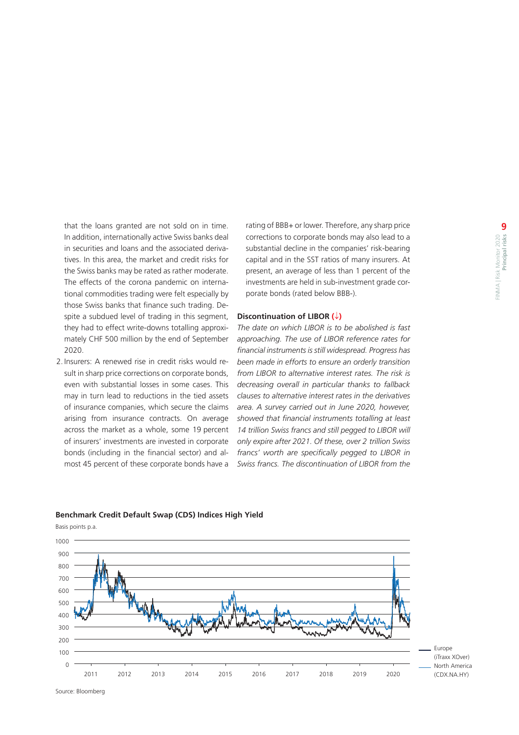that the loans granted are not sold on in time. In addition, internationally active Swiss banks deal in securities and loans and the associated derivatives. In this area, the market and credit risks for the Swiss banks may be rated as rather moderate. The effects of the corona pandemic on international commodities trading were felt especially by those Swiss banks that finance such trading. Despite a subdued level of trading in this segment, they had to effect write-downs totalling approximately CHF 500 million by the end of September 2020.

2. Insurers: A renewed rise in credit risks would result in sharp price corrections on corporate bonds, even with substantial losses in some cases. This may in turn lead to reductions in the tied assets of insurance companies, which secure the claims arising from insurance contracts. On average across the market as a whole, some 19 percent of insurers' investments are invested in corporate bonds (including in the financial sector) and almost 45 percent of these corporate bonds have a rating of BBB+ or lower. Therefore, any sharp price corrections to corporate bonds may also lead to a substantial decline in the companies' risk-bearing capital and in the SST ratios of many insurers. At present, an average of less than 1 percent of the investments are held in sub-investment grade corporate bonds (rated below BBB-).

### Discontinuation of LIBOR (↓)

*The date on which LIBOR is to be abolished is fast approaching. The use of LIBOR reference rates for financial instruments is still widespread. Progress has been made in efforts to ensure an orderly transition from LIBOR to alternative interest rates. The risk is decreasing overall in particular thanks to fallback clauses to alternative interest rates in the derivatives area. A survey carried out in June 2020, however, showed that financial instruments totalling at least 14 trillion Swiss francs and still pegged to LIBOR will only expire after 2021. Of these, over 2 trillion Swiss francs' worth are specifically pegged to LIBOR in Swiss francs. The discontinuation of LIBOR from the*

**Benchmark Credit Default Swap (CDS) Indices High Yield**

Basis points p.a.

Europe (iTraxx XOver)
North America (CDX.NA.HY)

Source: Bloomberg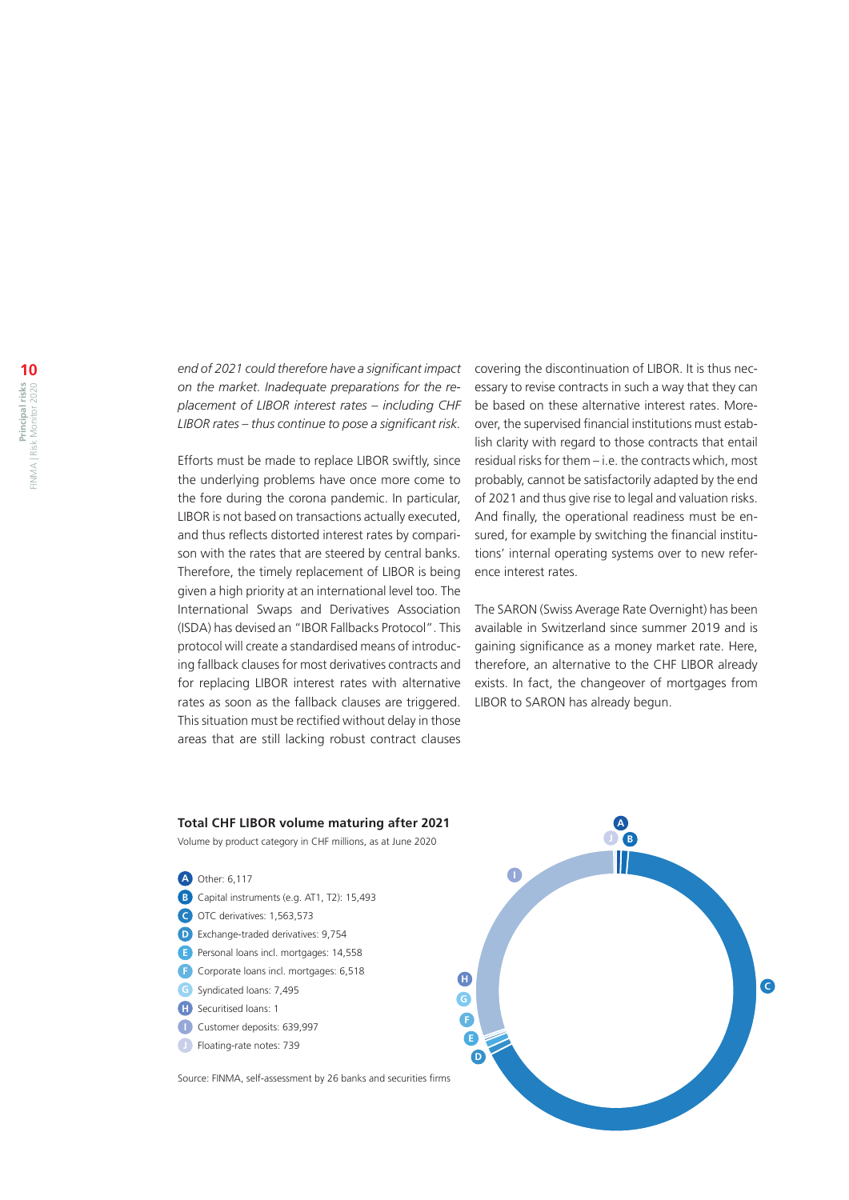*end of 2021 could therefore have a significant impact on the market. Inadequate preparations for the replacement of LIBOR interest rates – including CHF LIBOR rates – thus continue to pose a significant risk.*

Efforts must be made to replace LIBOR swiftly, since the underlying problems have once more come to the fore during the corona pandemic. In particular, LIBOR is not based on transactions actually executed, and thus reflects distorted interest rates by comparison with the rates that are steered by central banks. Therefore, the timely replacement of LIBOR is being given a high priority at an international level too. The International Swaps and Derivatives Association (ISDA) has devised an "IBOR Fallbacks Protocol". This protocol will create a standardised means of introducing fallback clauses for most derivatives contracts and for replacing LIBOR interest rates with alternative rates as soon as the fallback clauses are triggered. This situation must be rectified without delay in those areas that are still lacking robust contract clauses covering the discontinuation of LIBOR. It is thus necessary to revise contracts in such a way that they can be based on these alternative interest rates. Moreover, the supervised financial institutions must establish clarity with regard to those contracts that entail residual risks for them – i.e. the contracts which, most probably, cannot be satisfactorily adapted by the end of 2021 and thus give rise to legal and valuation risks. And finally, the operational readiness must be ensured, for example by switching the financial institutions' internal operating systems over to new reference interest rates.

The SARON (Swiss Average Rate Overnight) has been available in Switzerland since summer 2019 and is gaining significance as a money market rate. Here, therefore, an alternative to the CHF LIBOR already exists. In fact, the changeover of mortgages from LIBOR to SARON has already begun.

**Total CHF LIBOR volume maturing after 2021**

Volume by product category in CHF millions, as at June 2020

- A Other: 6,117
- B Capital instruments (e.g. AT1, T2): 15,493
- C OTC derivatives: 1,563,573
- D Exchange-traded derivatives: 9,754
- E Personal loans incl. mortgages: 14,558
- F Corporate loans incl. mortgages: 6,518
- G Syndicated loans: 7,495
- H Securitised loans: 1
- I Customer deposits: 639,997
- J Floating-rate notes: 739

Source: FINMA, self-assessment by 26 banks and securities firms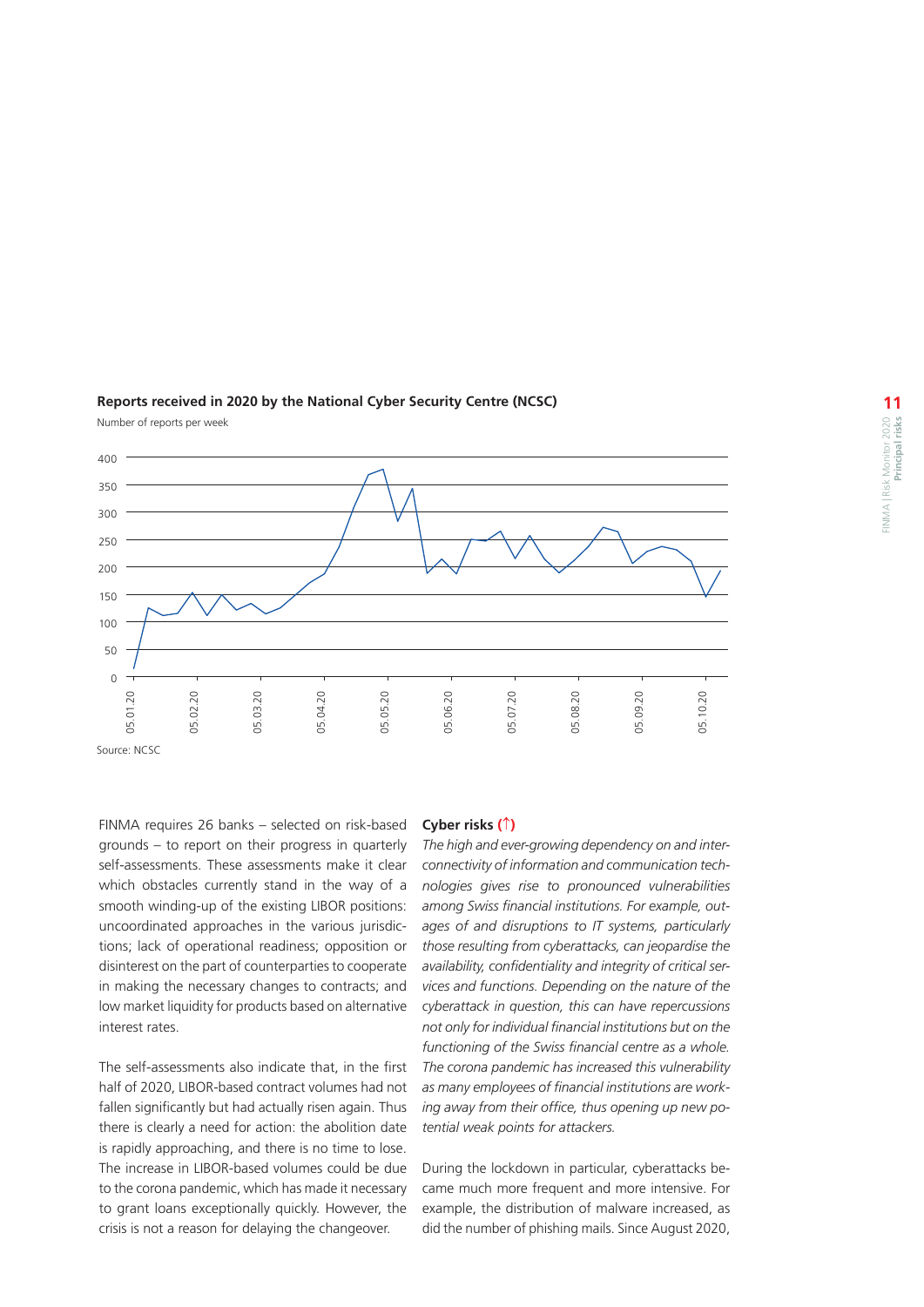**Reports received in 2020 by the National Cyber Security Centre (NCSC)**

Number of reports per week

Source: NCSC

FINMA requires 26 banks – selected on risk-based grounds – to report on their progress in quarterly self-assessments. These assessments make it clear which obstacles currently stand in the way of a smooth winding-up of the existing LIBOR positions: uncoordinated approaches in the various jurisdictions; lack of operational readiness; opposition or disinterest on the part of counterparties to cooperate in making the necessary changes to contracts; and low market liquidity for products based on alternative interest rates.

The self-assessments also indicate that, in the first half of 2020, LIBOR-based contract volumes had not fallen significantly but had actually risen again. Thus there is clearly a need for action: the abolition date is rapidly approaching, and there is no time to lose. The increase in LIBOR-based volumes could be due to the corona pandemic, which has made it necessary to grant loans exceptionally quickly. However, the crisis is not a reason for delaying the changeover.

**Cyber risks (↑)**

*The high and ever-growing dependency on and interconnectivity of information and communication technologies gives rise to pronounced vulnerabilities among Swiss financial institutions. For example, outages of and disruptions to IT systems, particularly those resulting from cyberattacks, can jeopardise the availability, confidentiality and integrity of critical services and functions. Depending on the nature of the cyberattack in question, this can have repercussions not only for individual financial institutions but on the functioning of the Swiss financial centre as a whole. The corona pandemic has increased this vulnerability as many employees of financial institutions are working away from their office, thus opening up new potential weak points for attackers.*

During the lockdown in particular, cyberattacks became much more frequent and more intensive. For example, the distribution of malware increased, as did the number of phishing mails. Since August 2020,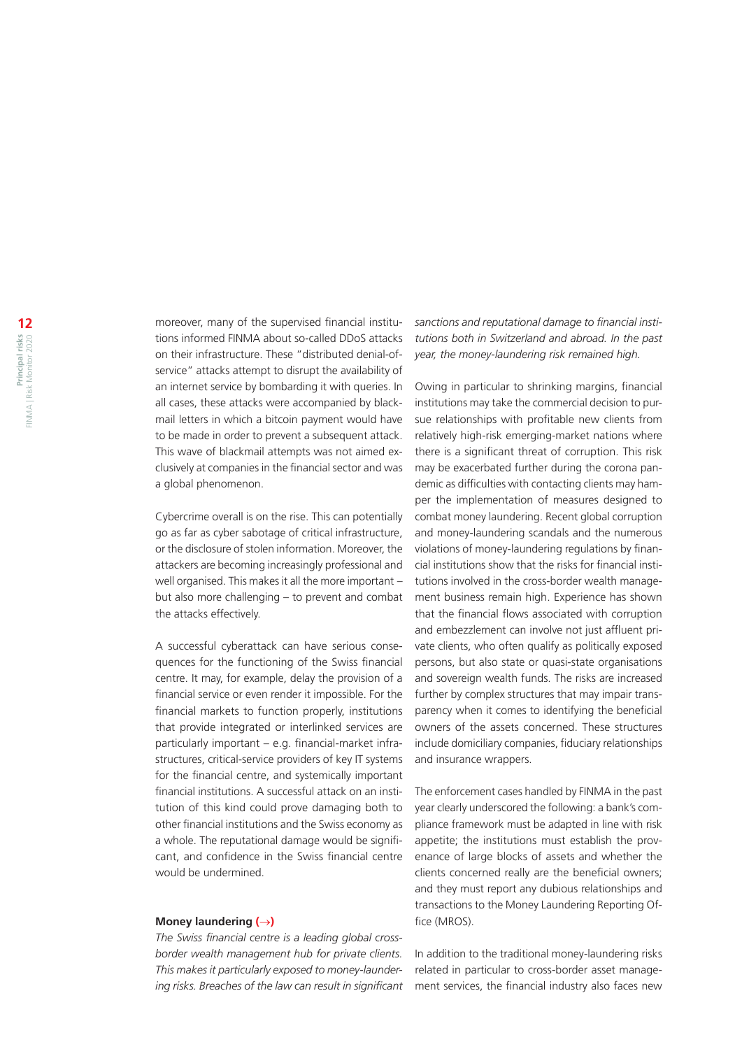moreover, many of the supervised financial institutions informed FINMA about so-called DDoS attacks on their infrastructure. These "distributed denial-of-service" attacks attempt to disrupt the availability of an internet service by bombarding it with queries. In all cases, these attacks were accompanied by blackmail letters in which a bitcoin payment would have to be made in order to prevent a subsequent attack. This wave of blackmail attempts was not aimed exclusively at companies in the financial sector and was a global phenomenon.

Cybercrime overall is on the rise. This can potentially go as far as cyber sabotage of critical infrastructure, or the disclosure of stolen information. Moreover, the attackers are becoming increasingly professional and well organised. This makes it all the more important – but also more challenging – to prevent and combat the attacks effectively.

A successful cyberattack can have serious consequences for the functioning of the Swiss financial centre. It may, for example, delay the provision of a financial service or even render it impossible. For the financial markets to function properly, institutions that provide integrated or interlinked services are particularly important – e.g. financial-market infrastructures, critical-service providers of key IT systems for the financial centre, and systemically important financial institutions. A successful attack on an institution of this kind could prove damaging both to other financial institutions and the Swiss economy as a whole. The reputational damage would be significant, and confidence in the Swiss financial centre would be undermined.

**Money laundering (→)**

*The Swiss financial centre is a leading global cross-border wealth management hub for private clients. This makes it particularly exposed to money-laundering risks. Breaches of the law can result in significant sanctions and reputational damage to financial institutions both in Switzerland and abroad. In the past year, the money-laundering risk remained high.*

Owing in particular to shrinking margins, financial institutions may take the commercial decision to pursue relationships with profitable new clients from relatively high-risk emerging-market nations where there is a significant threat of corruption. This risk may be exacerbated further during the corona pandemic as difficulties with contacting clients may hamper the implementation of measures designed to combat money laundering. Recent global corruption and money-laundering scandals and the numerous violations of money-laundering regulations by financial institutions show that the risks for financial institutions involved in the cross-border wealth management business remain high. Experience has shown that the financial flows associated with corruption and embezzlement can involve not just affluent private clients, who often qualify as politically exposed persons, but also state or quasi-state organisations and sovereign wealth funds. The risks are increased further by complex structures that may impair transparency when it comes to identifying the beneficial owners of the assets concerned. These structures include domiciliary companies, fiduciary relationships and insurance wrappers.

The enforcement cases handled by FINMA in the past year clearly underscored the following: a bank's compliance framework must be adapted in line with risk appetite; the institutions must establish the provenance of large blocks of assets and whether the clients concerned really are the beneficial owners; and they must report any dubious relationships and transactions to the Money Laundering Reporting Office (MROS).

In addition to the traditional money-laundering risks related in particular to cross-border asset management services, the financial industry also faces new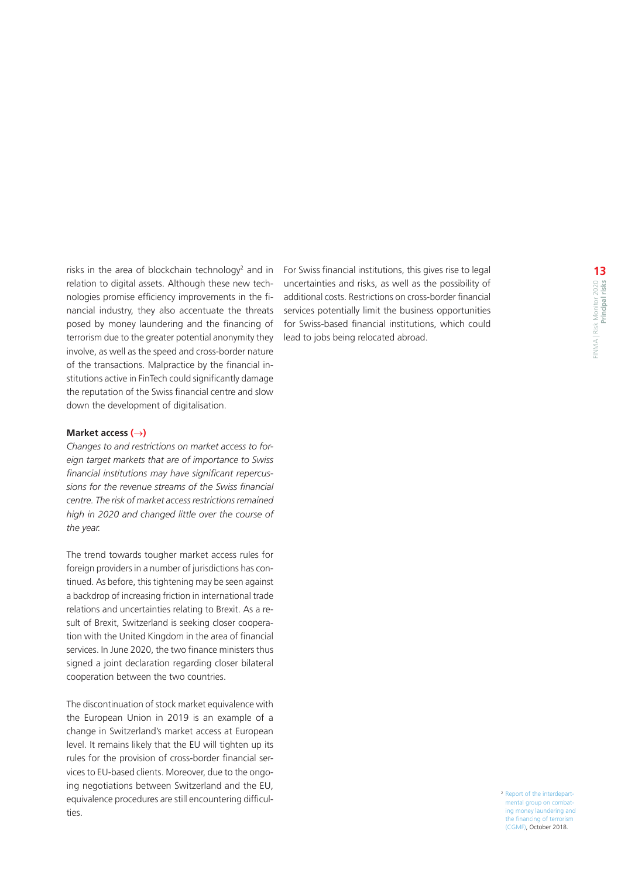risks in the area of blockchain technology[2] and in relation to digital assets. Although these new technologies promise efficiency improvements in the financial industry, they also accentuate the threats posed by money laundering and the financing of terrorism due to the greater potential anonymity they involve, as well as the speed and cross-border nature of the transactions. Malpractice by the financial institutions active in FinTech could significantly damage the reputation of the Swiss financial centre and slow down the development of digitalisation.

**Market access (→)**

*Changes to and restrictions on market access to foreign target markets that are of importance to Swiss financial institutions may have significant repercussions for the revenue streams of the Swiss financial centre. The risk of market access restrictions remained high in 2020 and changed little over the course of the year.*

The trend towards tougher market access rules for foreign providers in a number of jurisdictions has continued. As before, this tightening may be seen against a backdrop of increasing friction in international trade relations and uncertainties relating to Brexit. As a result of Brexit, Switzerland is seeking closer cooperation with the United Kingdom in the area of financial services. In June 2020, the two finance ministers thus signed a joint declaration regarding closer bilateral cooperation between the two countries.

The discontinuation of stock market equivalence with the European Union in 2019 is an example of a change in Switzerland's market access at European level. It remains likely that the EU will tighten up its rules for the provision of cross-border financial services to EU-based clients. Moreover, due to the ongoing negotiations between Switzerland and the EU, equivalence procedures are still encountering difficulties.

For Swiss financial institutions, this gives rise to legal uncertainties and risks, as well as the possibility of additional costs. Restrictions on cross-border financial services potentially limit the business opportunities for Swiss-based financial institutions, which could lead to jobs being relocated abroad.

[2] Report of the interdepartmental group on combating money laundering and the financing of terrorism (CGMF), October 2018.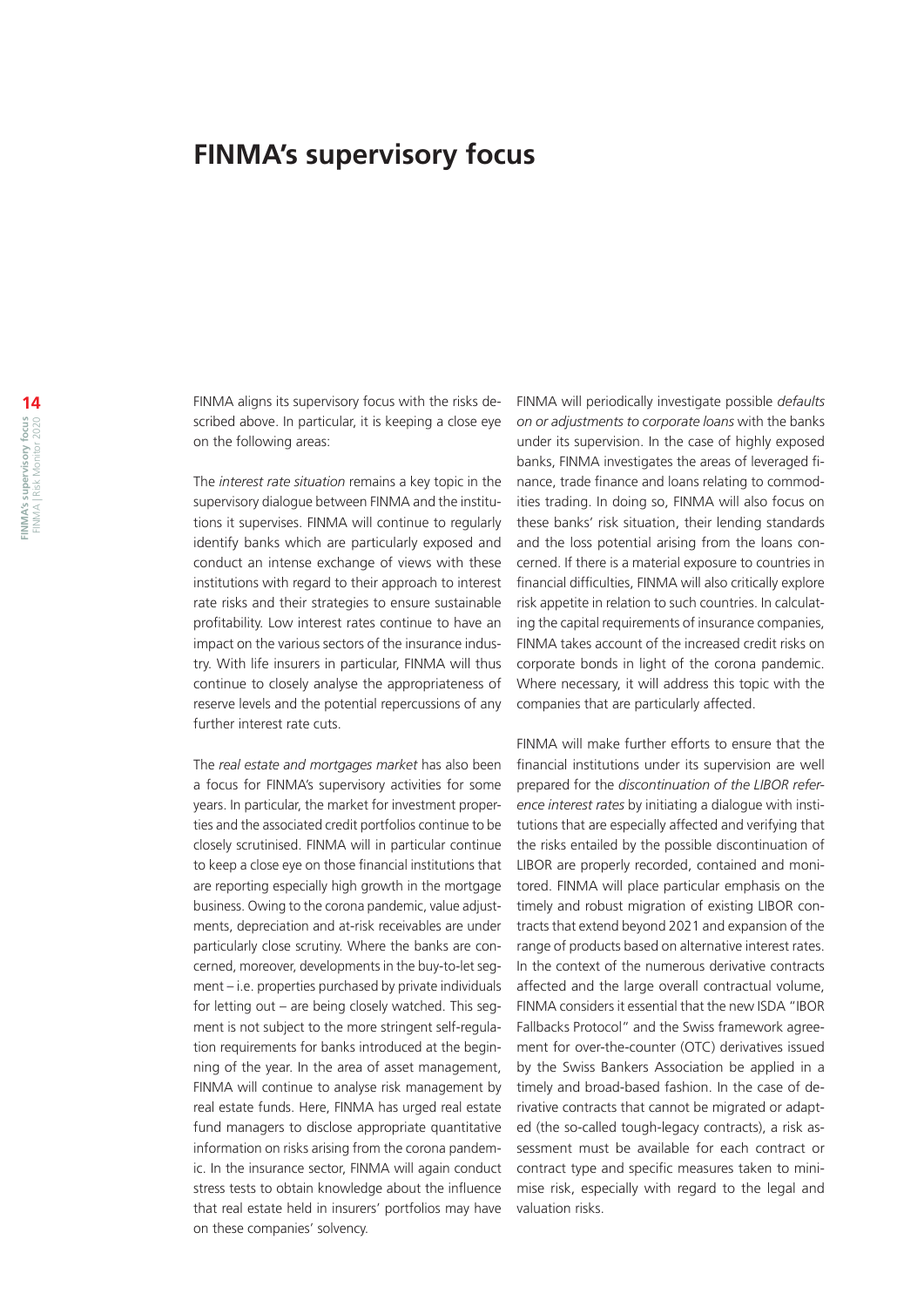# FINMA's supervisory focus

FINMA aligns its supervisory focus with the risks described above. In particular, it is keeping a close eye on the following areas:

The *interest rate situation* remains a key topic in the supervisory dialogue between FINMA and the institutions it supervises. FINMA will continue to regularly identify banks which are particularly exposed and conduct an intense exchange of views with these institutions with regard to their approach to interest rate risks and their strategies to ensure sustainable profitability. Low interest rates continue to have an impact on the various sectors of the insurance industry. With life insurers in particular, FINMA will thus continue to closely analyse the appropriateness of reserve levels and the potential repercussions of any further interest rate cuts.

The *real estate and mortgages market* has also been a focus for FINMA's supervisory activities for some years. In particular, the market for investment properties and the associated credit portfolios continue to be closely scrutinised. FINMA will in particular continue to keep a close eye on those financial institutions that are reporting especially high growth in the mortgage business. Owing to the corona pandemic, value adjustments, depreciation and at-risk receivables are under particularly close scrutiny. Where the banks are concerned, moreover, developments in the buy-to-let segment – i.e. properties purchased by private individuals for letting out – are being closely watched. This segment is not subject to the more stringent self-regulation requirements for banks introduced at the beginning of the year. In the area of asset management, FINMA will continue to analyse risk management by real estate funds. Here, FINMA has urged real estate fund managers to disclose appropriate quantitative information on risks arising from the corona pandemic. In the insurance sector, FINMA will again conduct stress tests to obtain knowledge about the influence that real estate held in insurers' portfolios may have on these companies' solvency.

FINMA will periodically investigate possible *defaults on or adjustments to corporate loans* with the banks under its supervision. In the case of highly exposed banks, FINMA investigates the areas of leveraged finance, trade finance and loans relating to commodities trading. In doing so, FINMA will also focus on these banks' risk situation, their lending standards and the loss potential arising from the loans concerned. If there is a material exposure to countries in financial difficulties, FINMA will also critically explore risk appetite in relation to such countries. In calculating the capital requirements of insurance companies, FINMA takes account of the increased credit risks on corporate bonds in light of the corona pandemic. Where necessary, it will address this topic with the companies that are particularly affected.

FINMA will make further efforts to ensure that the financial institutions under its supervision are well prepared for the *discontinuation of the LIBOR reference interest rates* by initiating a dialogue with institutions that are especially affected and verifying that the risks entailed by the possible discontinuation of LIBOR are properly recorded, contained and monitored. FINMA will place particular emphasis on the timely and robust migration of existing LIBOR contracts that extend beyond 2021 and expansion of the range of products based on alternative interest rates. In the context of the numerous derivative contracts affected and the large overall contractual volume, FINMA considers it essential that the new ISDA "IBOR Fallbacks Protocol" and the Swiss framework agreement for over-the-counter (OTC) derivatives issued by the Swiss Bankers Association be applied in a timely and broad-based fashion. In the case of derivative contracts that cannot be migrated or adapted (the so-called tough-legacy contracts), a risk assessment must be available for each contract or contract type and specific measures taken to minimise risk, especially with regard to the legal and valuation risks.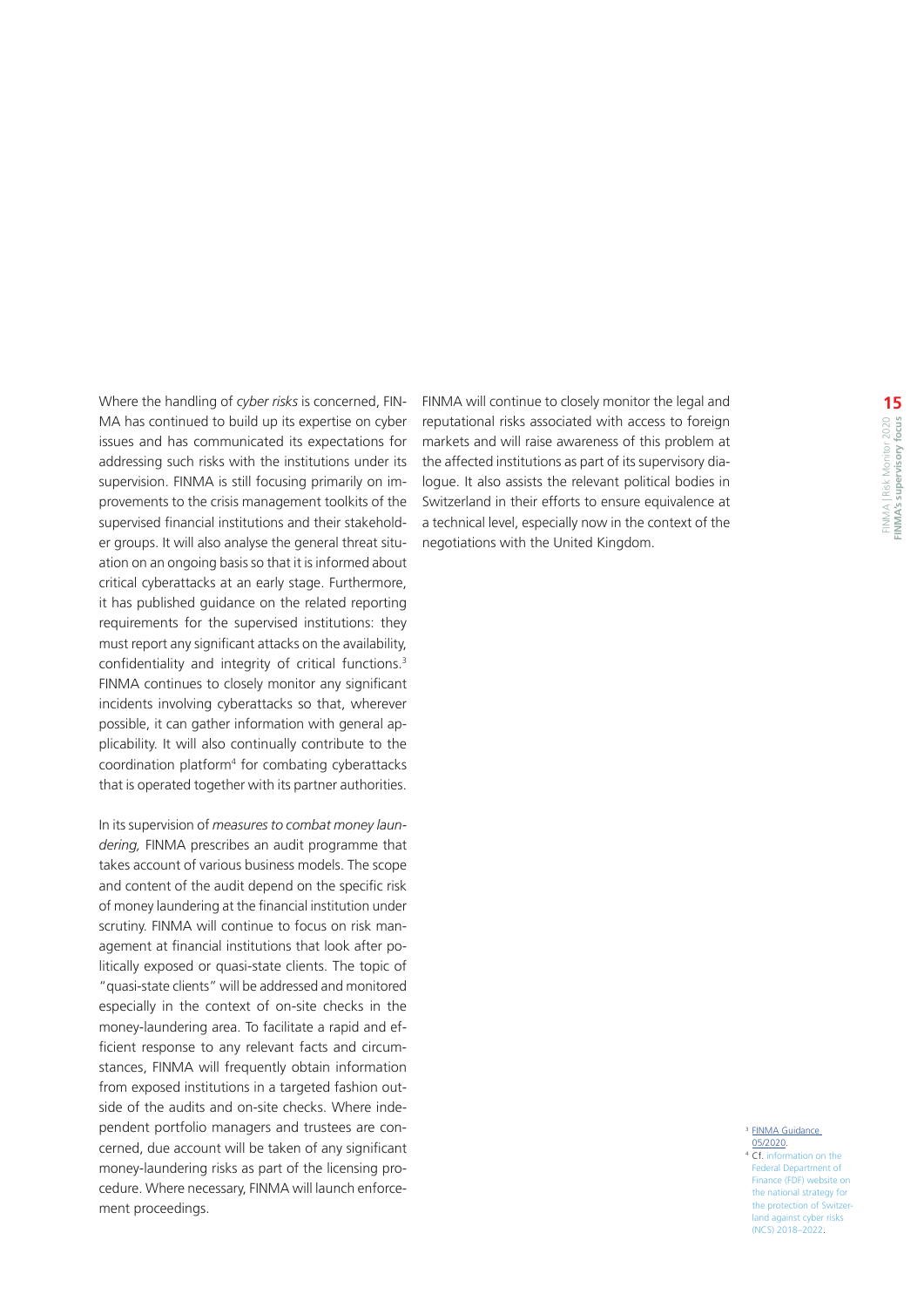Where the handling of *cyber risks* is concerned, FINMA has continued to build up its expertise on cyber issues and has communicated its expectations for addressing such risks with the institutions under its supervision. FINMA is still focusing primarily on improvements to the crisis management toolkits of the supervised financial institutions and their stakeholder groups. It will also analyse the general threat situation on an ongoing basis so that it is informed about critical cyberattacks at an early stage. Furthermore, it has published guidance on the related reporting requirements for the supervised institutions: they must report any significant attacks on the availability, confidentiality and integrity of critical functions.[3] FINMA continues to closely monitor any significant incidents involving cyberattacks so that, wherever possible, it can gather information with general applicability. It will also continually contribute to the coordination platform[4] for combating cyberattacks that is operated together with its partner authorities.

In its supervision of *measures to combat money laundering,* FINMA prescribes an audit programme that takes account of various business models. The scope and content of the audit depend on the specific risk of money laundering at the financial institution under scrutiny. FINMA will continue to focus on risk management at financial institutions that look after politically exposed or quasi-state clients. The topic of "quasi-state clients" will be addressed and monitored especially in the context of on-site checks in the money-laundering area. To facilitate a rapid and efficient response to any relevant facts and circumstances, FINMA will frequently obtain information from exposed institutions in a targeted fashion outside of the audits and on-site checks. Where independent portfolio managers and trustees are concerned, due account will be taken of any significant money-laundering risks as part of the licensing procedure. Where necessary, FINMA will launch enforcement proceedings.

FINMA will continue to closely monitor the legal and reputational risks associated with access to foreign markets and will raise awareness of this problem at the affected institutions as part of its supervisory dialogue. It also assists the relevant political bodies in Switzerland in their efforts to ensure equivalence at a technical level, especially now in the context of the negotiations with the United Kingdom.

[3] FINMA Guidance 05/2020.

[4] Cf. information on the Federal Department of Finance (FDF) website on the national strategy for the protection of Switzerland against cyber risks (NCS) 2018–2022.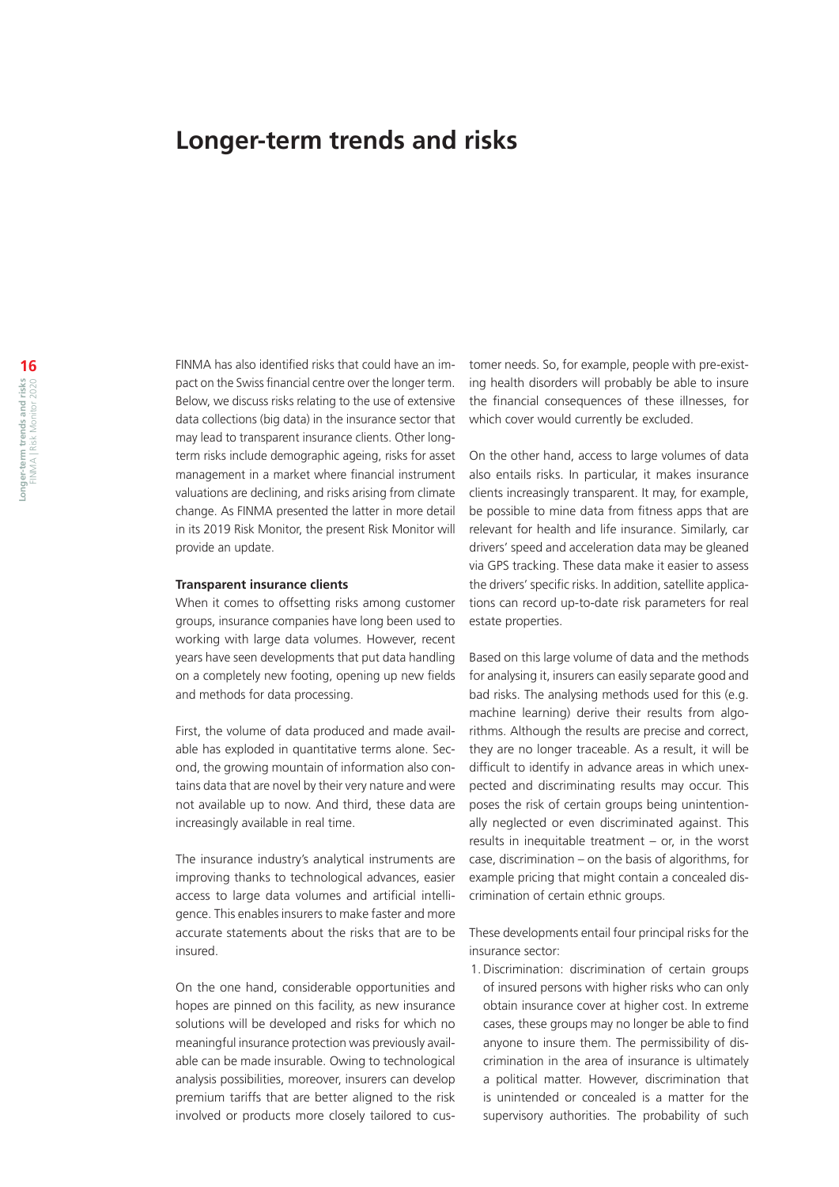# Longer-term trends and risks

FINMA has also identified risks that could have an impact on the Swiss financial centre over the longer term. Below, we discuss risks relating to the use of extensive data collections (big data) in the insurance sector that may lead to transparent insurance clients. Other long-term risks include demographic ageing, risks for asset management in a market where financial instrument valuations are declining, and risks arising from climate change. As FINMA presented the latter in more detail in its 2019 Risk Monitor, the present Risk Monitor will provide an update.

**Transparent insurance clients**

When it comes to offsetting risks among customer groups, insurance companies have long been used to working with large data volumes. However, recent years have seen developments that put data handling on a completely new footing, opening up new fields and methods for data processing.

First, the volume of data produced and made available has exploded in quantitative terms alone. Second, the growing mountain of information also contains data that are novel by their very nature and were not available up to now. And third, these data are increasingly available in real time.

The insurance industry's analytical instruments are improving thanks to technological advances, easier access to large data volumes and artificial intelligence. This enables insurers to make faster and more accurate statements about the risks that are to be insured.

On the one hand, considerable opportunities and hopes are pinned on this facility, as new insurance solutions will be developed and risks for which no meaningful insurance protection was previously available can be made insurable. Owing to technological analysis possibilities, moreover, insurers can develop premium tariffs that are better aligned to the risk involved or products more closely tailored to customer needs. So, for example, people with pre-existing health disorders will probably be able to insure the financial consequences of these illnesses, for which cover would currently be excluded.

On the other hand, access to large volumes of data also entails risks. In particular, it makes insurance clients increasingly transparent. It may, for example, be possible to mine data from fitness apps that are relevant for health and life insurance. Similarly, car drivers' speed and acceleration data may be gleaned via GPS tracking. These data make it easier to assess the drivers' specific risks. In addition, satellite applications can record up-to-date risk parameters for real estate properties.

Based on this large volume of data and the methods for analysing it, insurers can easily separate good and bad risks. The analysing methods used for this (e.g. machine learning) derive their results from algorithms. Although the results are precise and correct, they are no longer traceable. As a result, it will be difficult to identify in advance areas in which unexpected and discriminating results may occur. This poses the risk of certain groups being unintentionally neglected or even discriminated against. This results in inequitable treatment – or, in the worst case, discrimination – on the basis of algorithms, for example pricing that might contain a concealed discrimination of certain ethnic groups.

These developments entail four principal risks for the insurance sector:

1. Discrimination: discrimination of certain groups of insured persons with higher risks who can only obtain insurance cover at higher cost. In extreme cases, these groups may no longer be able to find anyone to insure them. The permissibility of discrimination in the area of insurance is ultimately a political matter. However, discrimination that is unintended or concealed is a matter for the supervisory authorities. The probability of such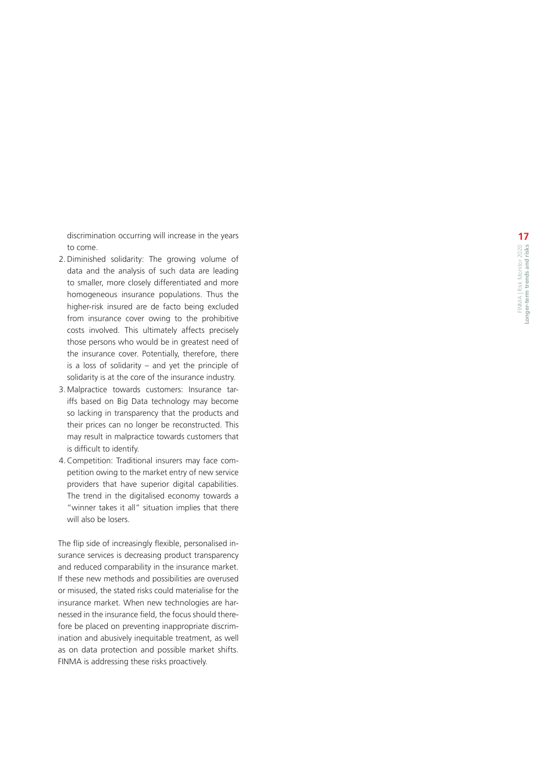discrimination occurring will increase in the years to come.

2. Diminished solidarity: The growing volume of data and the analysis of such data are leading to smaller, more closely differentiated and more homogeneous insurance populations. Thus the higher-risk insured are de facto being excluded from insurance cover owing to the prohibitive costs involved. This ultimately affects precisely those persons who would be in greatest need of the insurance cover. Potentially, therefore, there is a loss of solidarity – and yet the principle of solidarity is at the core of the insurance industry.
3. Malpractice towards customers: Insurance tariffs based on Big Data technology may become so lacking in transparency that the products and their prices can no longer be reconstructed. This may result in malpractice towards customers that is difficult to identify.
4. Competition: Traditional insurers may face competition owing to the market entry of new service providers that have superior digital capabilities. The trend in the digitalised economy towards a "winner takes it all" situation implies that there will also be losers.

The flip side of increasingly flexible, personalised insurance services is decreasing product transparency and reduced comparability in the insurance market. If these new methods and possibilities are overused or misused, the stated risks could materialise for the insurance market. When new technologies are harnessed in the insurance field, the focus should therefore be placed on preventing inappropriate discrimination and abusively inequitable treatment, as well as on data protection and possible market shifts. FINMA is addressing these risks proactively.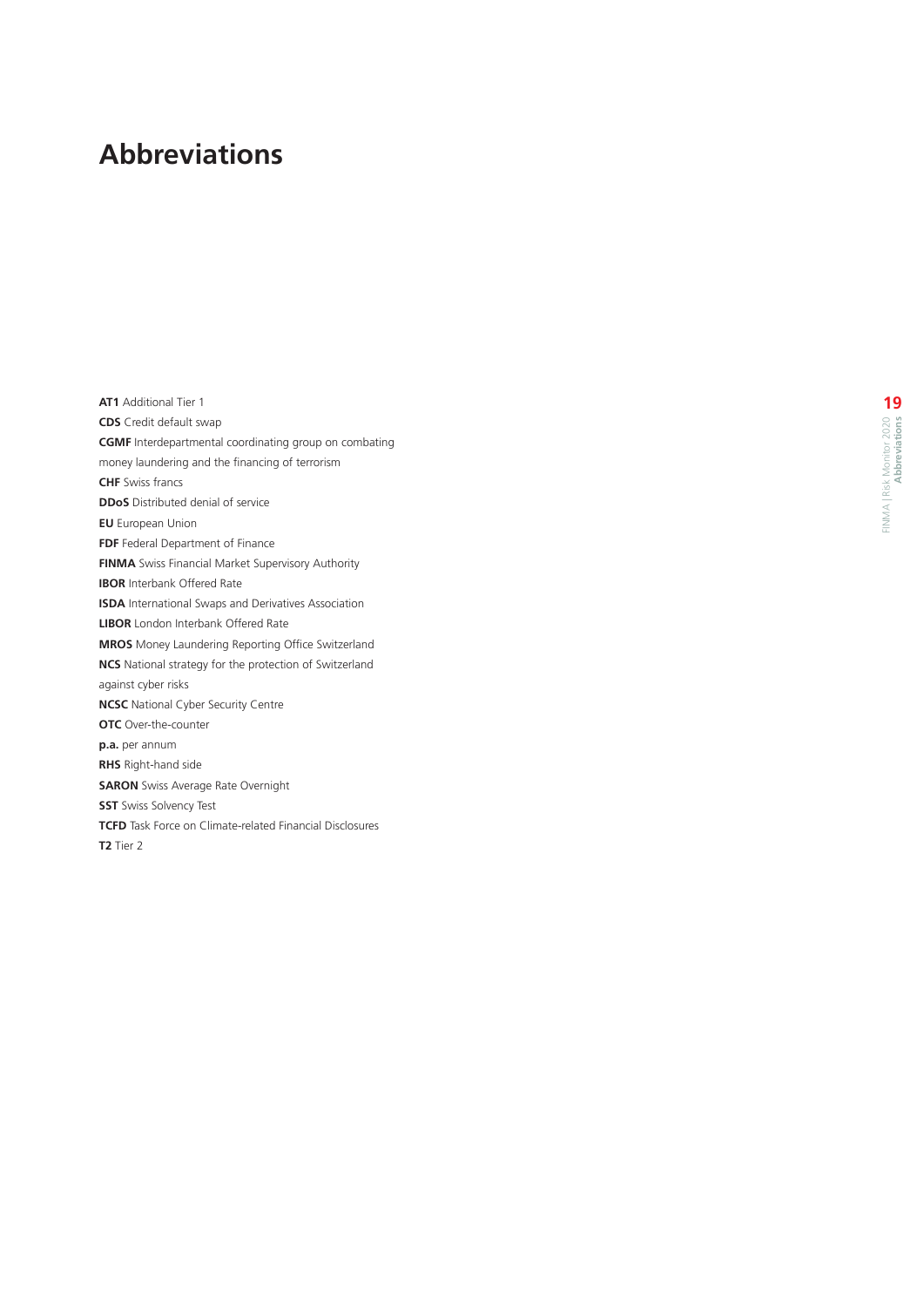# Abbreviations

**AT1** Additional Tier 1
**CDS** Credit default swap
**CGMF** Interdepartmental coordinating group on combating money laundering and the financing of terrorism
**CHF** Swiss francs
**DDoS** Distributed denial of service
**EU** European Union
**FDF** Federal Department of Finance
**FINMA** Swiss Financial Market Supervisory Authority
**IBOR** Interbank Offered Rate
**ISDA** International Swaps and Derivatives Association
**LIBOR** London Interbank Offered Rate
**MROS** Money Laundering Reporting Office Switzerland
**NCS** National strategy for the protection of Switzerland against cyber risks
**NCSC** National Cyber Security Centre
**OTC** Over-the-counter
**p.a.** per annum
**RHS** Right-hand side
**SARON** Swiss Average Rate Overnight
**SST** Swiss Solvency Test
**TCFD** Task Force on Climate-related Financial Disclosures
**T2** Tier 2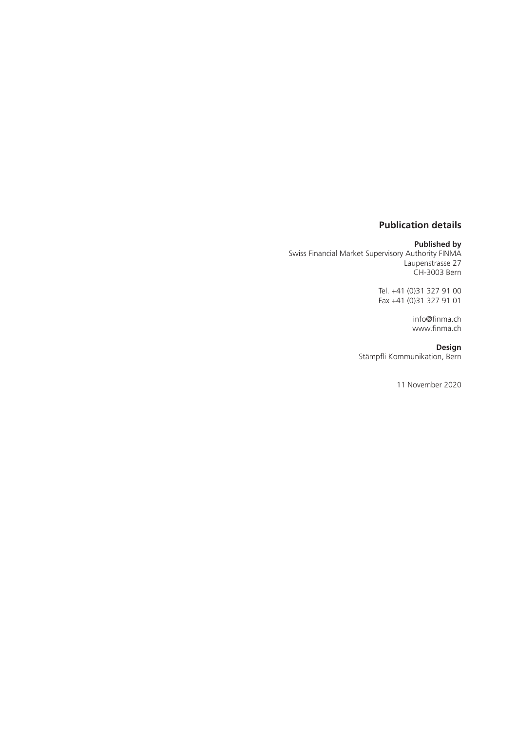## Publication details

**Published by**
Swiss Financial Market Supervisory Authority FINMA
Laupenstrasse 27
CH-3003 Bern

Tel. +41 (0)31 327 91 00
Fax +41 (0)31 327 91 01

info@finma.ch
www.finma.ch

**Design**
Stämpfli Kommunikation, Bern

11 November 2020